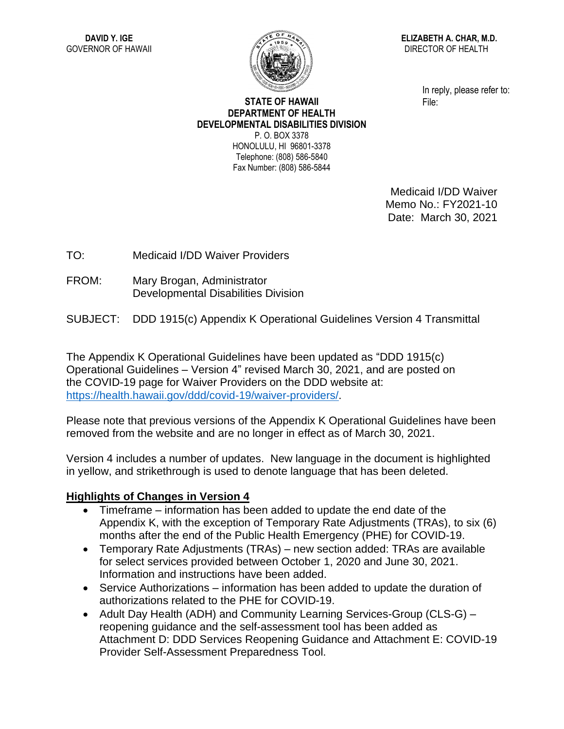**DAVID Y. IGE**
GOVERNOR OF HAWAII

**ELIZABETH A. CHAR, M.D.**
DIRECTOR OF HEALTH

**STATE OF HAWAII**
**DEPARTMENT OF HEALTH**
**DEVELOPMENTAL DISABILITIES DIVISION**
P. O. BOX 3378
HONOLULU, HI 96801-3378
Telephone: (808) 586-5840
Fax Number: (808) 586-5844

In reply, please refer to:
File:

Medicaid I/DD Waiver
Memo No.: FY2021-10
Date: March 30, 2021

TO: Medicaid I/DD Waiver Providers

FROM: Mary Brogan, Administrator
Developmental Disabilities Division

SUBJECT: DDD 1915(c) Appendix K Operational Guidelines Version 4 Transmittal

The Appendix K Operational Guidelines have been updated as "DDD 1915(c) Operational Guidelines – Version 4" revised March 30, 2021, and are posted on the COVID-19 page for Waiver Providers on the DDD website at: https://health.hawaii.gov/ddd/covid-19/waiver-providers/.

Please note that previous versions of the Appendix K Operational Guidelines have been removed from the website and are no longer in effect as of March 30, 2021.

Version 4 includes a number of updates. New language in the document is highlighted in yellow, and strikethrough is used to denote language that has been deleted.

**Highlights of Changes in Version 4**

- Timeframe – information has been added to update the end date of the Appendix K, with the exception of Temporary Rate Adjustments (TRAs), to six (6) months after the end of the Public Health Emergency (PHE) for COVID-19.
- Temporary Rate Adjustments (TRAs) – new section added: TRAs are available for select services provided between October 1, 2020 and June 30, 2021. Information and instructions have been added.
- Service Authorizations – information has been added to update the duration of authorizations related to the PHE for COVID-19.
- Adult Day Health (ADH) and Community Learning Services-Group (CLS-G) – reopening guidance and the self-assessment tool has been added as Attachment D: DDD Services Reopening Guidance and Attachment E: COVID-19 Provider Self-Assessment Preparedness Tool.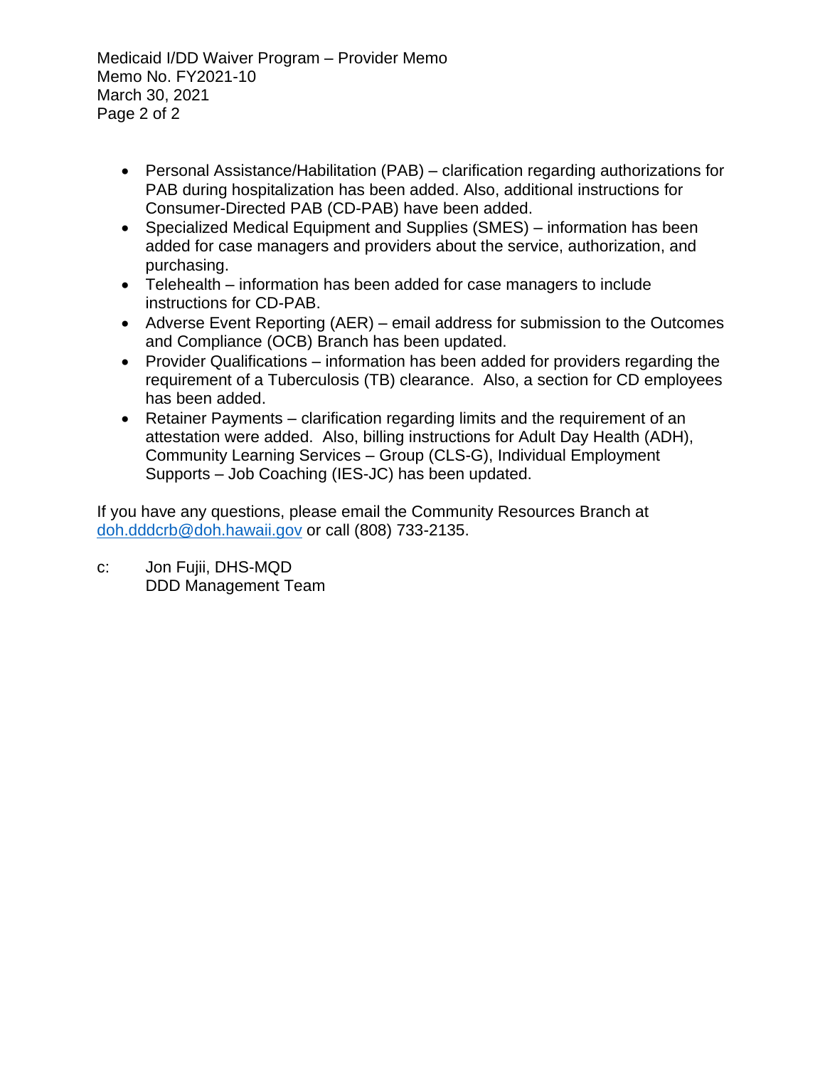- Personal Assistance/Habilitation (PAB) – clarification regarding authorizations for PAB during hospitalization has been added. Also, additional instructions for Consumer-Directed PAB (CD-PAB) have been added.
- Specialized Medical Equipment and Supplies (SMES) – information has been added for case managers and providers about the service, authorization, and purchasing.
- Telehealth – information has been added for case managers to include instructions for CD-PAB.
- Adverse Event Reporting (AER) – email address for submission to the Outcomes and Compliance (OCB) Branch has been updated.
- Provider Qualifications – information has been added for providers regarding the requirement of a Tuberculosis (TB) clearance. Also, a section for CD employees has been added.
- Retainer Payments – clarification regarding limits and the requirement of an attestation were added. Also, billing instructions for Adult Day Health (ADH), Community Learning Services – Group (CLS-G), Individual Employment Supports – Job Coaching (IES-JC) has been updated.

If you have any questions, please email the Community Resources Branch at doh.dddcrb@doh.hawaii.gov or call (808) 733-2135.

c: Jon Fujii, DHS-MQD
DDD Management Team